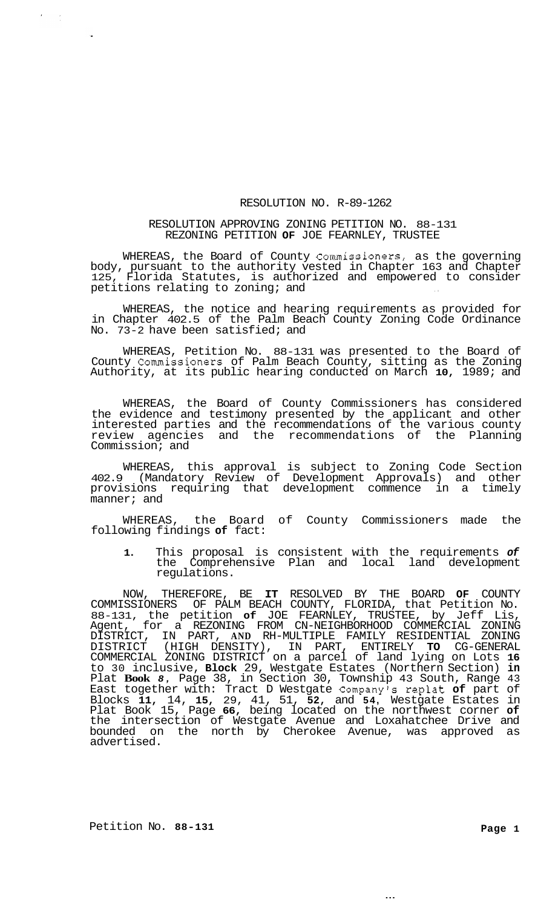RESOLUTION NO. R-89-1262

RESOLUTION APPROVING ZONING PETITION NO. 88-131
REZONING PETITION OF JOE FEARNLEY, TRUSTEE

WHEREAS, the Board of County Commissioners, as the governing body, pursuant to the authority vested in Chapter 163 and Chapter 125, Florida Statutes, is authorized and empowered to consider petitions relating to zoning; and

WHEREAS, the notice and hearing requirements as provided for in Chapter 402.5 of the Palm Beach County Zoning Code Ordinance No. 73-2 have been satisfied; and

WHEREAS, Petition No. 88-131 was presented to the Board of County Commissioners of Palm Beach County, sitting as the Zoning Authority, at its public hearing conducted on March 10, 1989; and

WHEREAS, the Board of County Commissioners has considered the evidence and testimony presented by the applicant and other interested parties and the recommendations of the various county review agencies and the recommendations of the Planning Commission; and

WHEREAS, this approval is subject to Zoning Code Section 402.9 (Mandatory Review of Development Approvals) and other provisions requiring that development commence in a timely manner; and

WHEREAS, the Board of County Commissioners made the following findings of fact:

1. This proposal is consistent with the requirements of the Comprehensive Plan and local land development regulations.

NOW, THEREFORE, BE IT RESOLVED BY THE BOARD OF COUNTY COMMISSIONERS OF PALM BEACH COUNTY, FLORIDA, that Petition No. 88-131, the petition of JOE FEARNLEY, TRUSTEE, by Jeff Lis, Agent, for a REZONING FROM CN-NEIGHBORHOOD COMMERCIAL ZONING DISTRICT, IN PART, AND RH-MULTIPLE FAMILY RESIDENTIAL ZONING DISTRICT (HIGH DENSITY), IN PART, ENTIRELY TO CG-GENERAL COMMERCIAL ZONING DISTRICT on a parcel of land lying on Lots 16 to 30 inclusive, Block 29, Westgate Estates (Northern Section) in Plat Book 8, Page 38, in Section 30, Township 43 South, Range 43 East together with: Tract D Westgate Company's replat of part of Blocks 11, 14, 15, 29, 41, 51, 52, and 54, Westgate Estates in Plat Book 15, Page 66, being located on the northwest corner of the intersection of Westgate Avenue and Loxahatchee Drive and bounded on the north by Cherokee Avenue, was approved as advertised.

Petition No. 88-131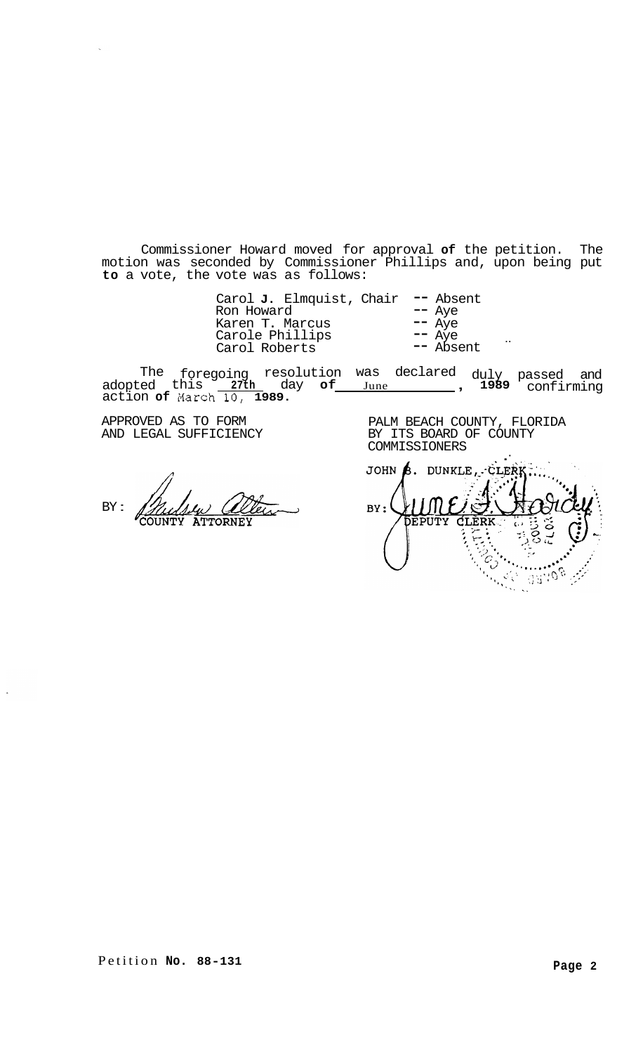Commissioner Howard moved for approval of the petition. The motion was seconded by Commissioner Phillips and, upon being put to a vote, the vote was as follows:

| | |
|---|---|
| Carol J. Elmquist, Chair | -- Absent |
| Ron Howard | -- Aye |
| Karen T. Marcus | -- Aye |
| Carole Phillips | -- Aye |
| Carol Roberts | -- Absent |

The foregoing resolution was declared duly passed and adopted this 27th day of June, 1989 confirming action of March 10, 1989.

APPROVED AS TO FORM AND LEGAL SUFFICIENCY

BY: COUNTY ATTORNEY

PALM BEACH COUNTY, FLORIDA BY ITS BOARD OF COUNTY COMMISSIONERS

JOHN B. DUNKLE, CLERK

BY: DEPUTY CLERK

Petition No. 88-131